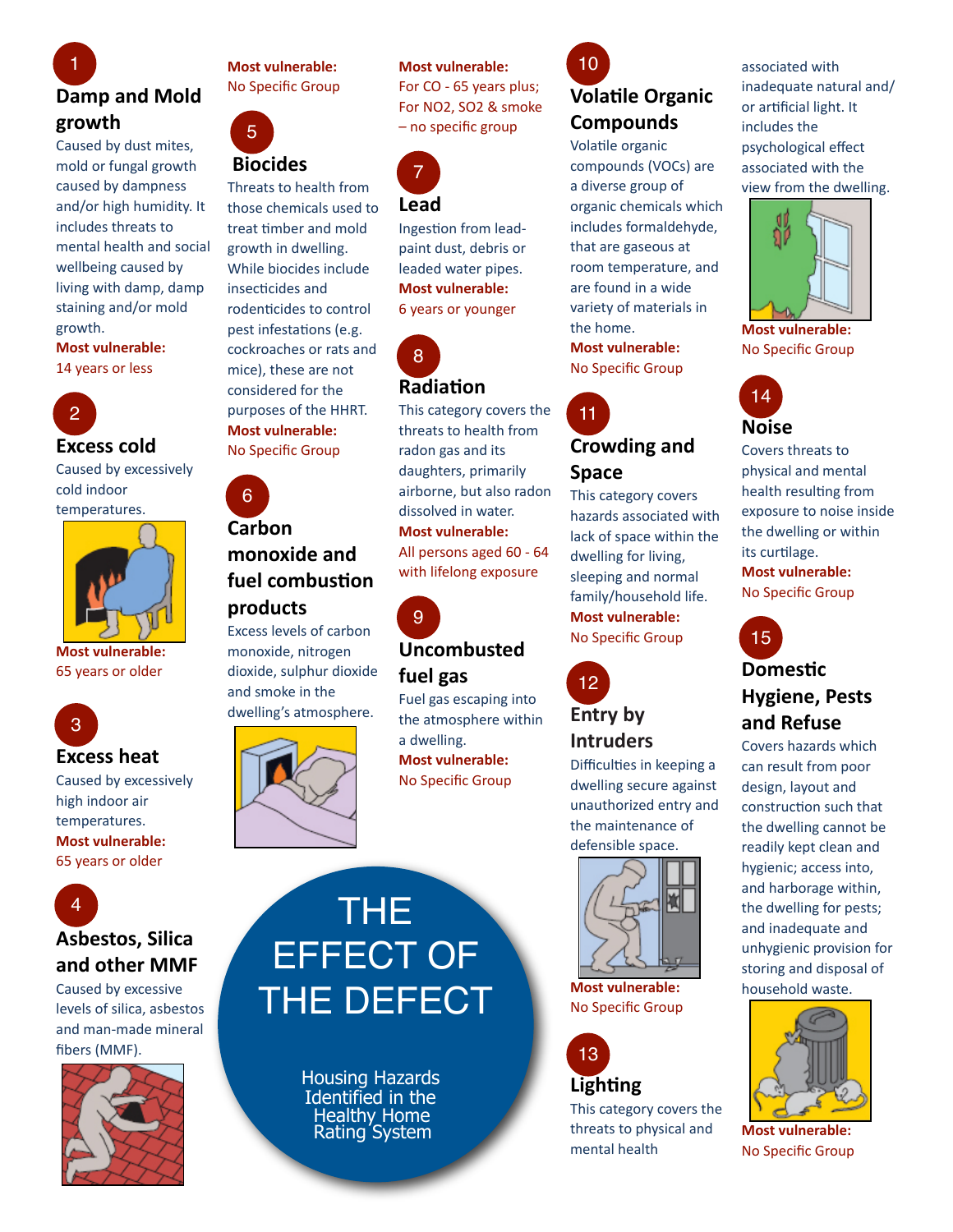# THE EFFECT OF THE DEFECT

Housing Hazards Identified in the Healthy Home Rating System

## 1 Damp and Mold growth

Caused by dust mites, mold or fungal growth caused by dampness and/or high humidity. It includes threats to mental health and social wellbeing caused by living with damp, damp staining and/or mold growth.

**Most vulnerable:** 14 years or less

## 2 Excess cold

Caused by excessively cold indoor temperatures.

**Most vulnerable:** 65 years or older

## 3 Excess heat

Caused by excessively high indoor air temperatures.

**Most vulnerable:** 65 years or older

## 4 Asbestos, Silica and other MMF

Caused by excessive levels of silica, asbestos and man-made mineral fibers (MMF).

**Most vulnerable:** No Specific Group

## 5 Biocides

Threats to health from those chemicals used to treat timber and mold growth in dwelling. While biocides include insecticides and rodenticides to control pest infestations (e.g. cockroaches or rats and mice), these are not considered for the purposes of the HHRT.

**Most vulnerable:** No Specific Group

## 6 Carbon monoxide and fuel combustion products

Excess levels of carbon monoxide, nitrogen dioxide, sulphur dioxide and smoke in the dwelling's atmosphere.

**Most vulnerable:** For CO - 65 years plus; For $NO_2$, $SO_2$ & smoke – no specific group

## 7 Lead

Ingestion from lead-paint dust, debris or leaded water pipes.

**Most vulnerable:** 6 years or younger

## 8 Radiation

This category covers the threats to health from radon gas and its daughters, primarily airborne, but also radon dissolved in water.

**Most vulnerable:** All persons aged 60 - 64 with lifelong exposure

## 9 Uncombusted fuel gas

Fuel gas escaping into the atmosphere within a dwelling.

**Most vulnerable:** No Specific Group

## 10 Volatile Organic Compounds

Volatile organic compounds (VOCs) are a diverse group of organic chemicals which includes formaldehyde, that are gaseous at room temperature, and are found in a wide variety of materials in the home.

**Most vulnerable:** No Specific Group

## 11 Crowding and Space

This category covers hazards associated with lack of space within the dwelling for living, sleeping and normal family/household life.

**Most vulnerable:** No Specific Group

## 12 Entry by Intruders

Difficulties in keeping a dwelling secure against unauthorized entry and the maintenance of defensible space.

**Most vulnerable:** No Specific Group

## 13 Lighting

This category covers the threats to physical and mental health associated with inadequate natural and/or artificial light. It includes the psychological effect associated with the view from the dwelling.

**Most vulnerable:** No Specific Group

## 14 Noise

Covers threats to physical and mental health resulting from exposure to noise inside the dwelling or within its curtilage.

**Most vulnerable:** No Specific Group

## 15 Domestic Hygiene, Pests and Refuse

Covers hazards which can result from poor design, layout and construction such that the dwelling cannot be readily kept clean and hygienic; access into, and harborage within, the dwelling for pests; and inadequate and unhygienic provision for storing and disposal of household waste.

**Most vulnerable:** No Specific Group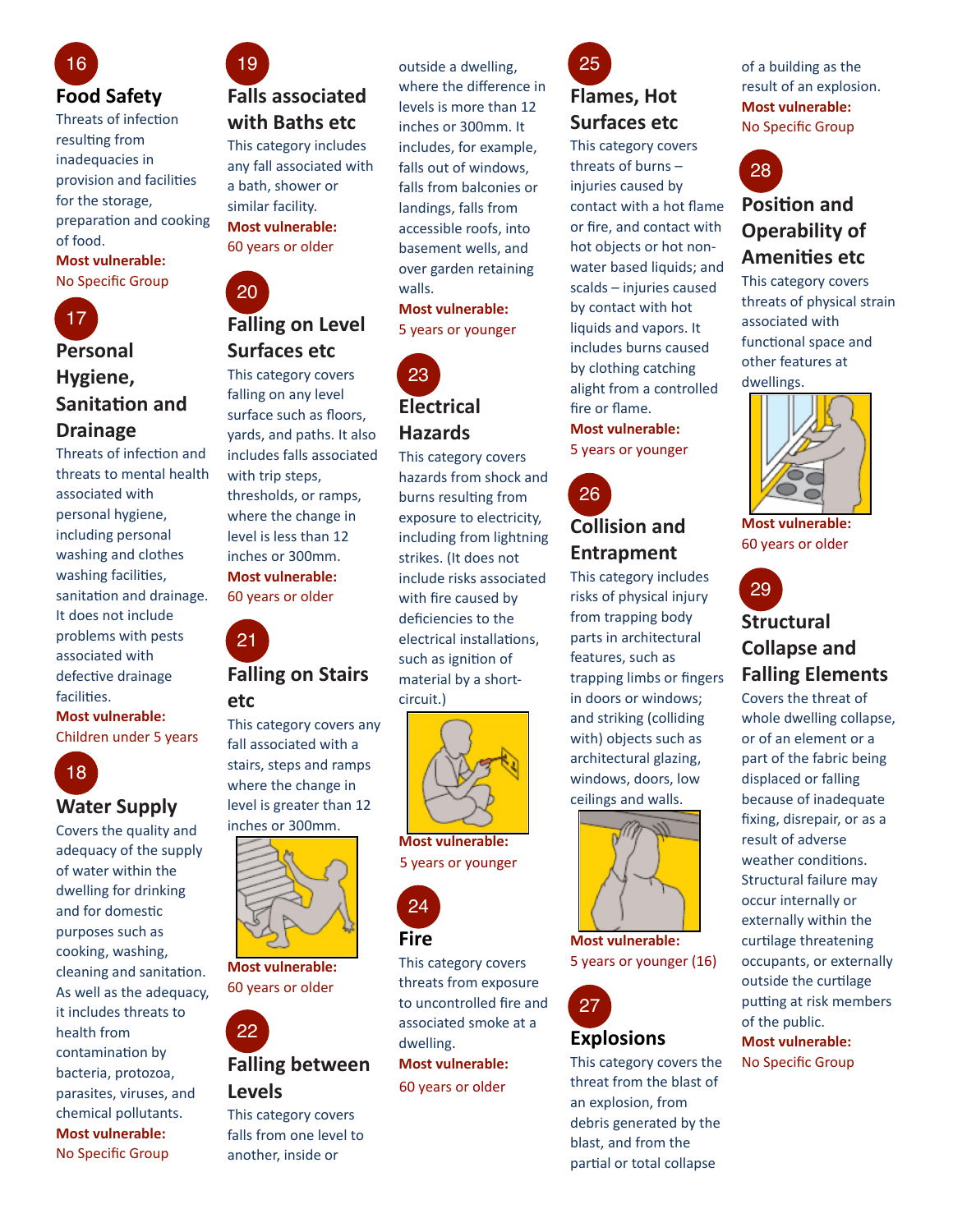## 16 Food Safety

Threats of infection resulting from inadequacies in provision and facilities for the storage, preparation and cooking of food.

**Most vulnerable:**
No Specific Group

## 17 Personal Hygiene, Sanitation and Drainage

Threats of infection and threats to mental health associated with personal hygiene, including personal washing and clothes washing facilities, sanitation and drainage. It does not include problems with pests associated with defective drainage facilities.

**Most vulnerable:**
Children under 5 years

## 18 Water Supply

Covers the quality and adequacy of the supply of water within the dwelling for drinking and for domestic purposes such as cooking, washing, cleaning and sanitation. As well as the adequacy, it includes threats to health from contamination by bacteria, protozoa, parasites, viruses, and chemical pollutants.

**Most vulnerable:**
No Specific Group

## 19 Falls associated with Baths etc

This category includes any fall associated with a bath, shower or similar facility.

**Most vulnerable:**
60 years or older

## 20 Falling on Level Surfaces etc

This category covers falling on any level surface such as floors, yards, and paths. It also includes falls associated with trip steps, thresholds, or ramps, where the change in level is less than 12 inches or 300mm.

**Most vulnerable:**
60 years or older

## 21 Falling on Stairs etc

This category covers any fall associated with a stairs, steps and ramps where the change in level is greater than 12 inches or 300mm.

**Most vulnerable:**
60 years or older

## 22 Falling between Levels

This category covers falls from one level to another, inside or outside a dwelling, where the difference in levels is more than 12 inches or 300mm. It includes, for example, falls out of windows, falls from balconies or landings, falls from accessible roofs, into basement wells, and over garden retaining walls.

**Most vulnerable:**
5 years or younger

## 23 Electrical Hazards

This category covers hazards from shock and burns resulting from exposure to electricity, including from lightning strikes. (It does not include risks associated with fire caused by deficiencies to the electrical installations, such as ignition of material by a short-circuit.)

**Most vulnerable:**
5 years or younger

## 24 Fire

This category covers threats from exposure to uncontrolled fire and associated smoke at a dwelling.

**Most vulnerable:**
60 years or older

## 25 Flames, Hot Surfaces etc

This category covers threats of burns – injuries caused by contact with a hot flame or fire, and contact with hot objects or hot non-water based liquids; and scalds – injuries caused by contact with hot liquids and vapors. It includes burns caused by clothing catching alight from a controlled fire or flame.

**Most vulnerable:**
5 years or younger

## 26 Collision and Entrapment

This category includes risks of physical injury from trapping body parts in architectural features, such as trapping limbs or fingers in doors or windows; and striking (colliding with) objects such as architectural glazing, windows, doors, low ceilings and walls.

**Most vulnerable:**
5 years or younger (16)

## 27 Explosions

This category covers the threat from the blast of an explosion, from debris generated by the blast, and from the partial or total collapse of a building as the result of an explosion.

**Most vulnerable:**
No Specific Group

## 28 Position and Operability of Amenities etc

This category covers threats of physical strain associated with functional space and other features at dwellings.

**Most vulnerable:**
60 years or older

## 29 Structural Collapse and Falling Elements

Covers the threat of whole dwelling collapse, or of an element or a part of the fabric being displaced or falling because of inadequate fixing, disrepair, or as a result of adverse weather conditions. Structural failure may occur internally or externally within the curtilage threatening occupants, or externally outside the curtilage putting at risk members of the public.

**Most vulnerable:**
No Specific Group